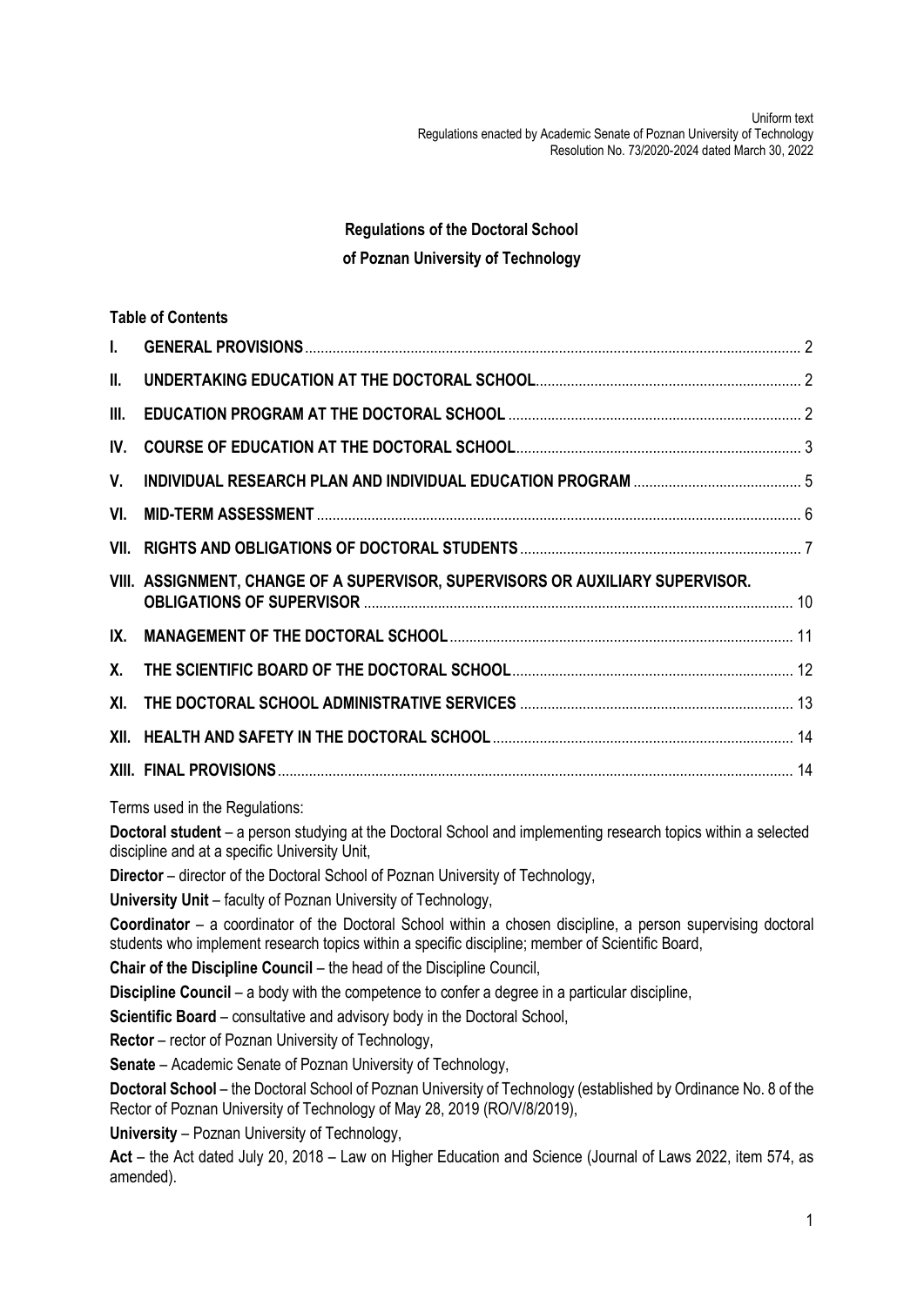Uniform text
Regulations enacted by Academic Senate of Poznan University of Technology
Resolution No. 73/2020-2024 dated March 30, 2022

# Regulations of the Doctoral School of Poznan University of Technology

**Table of Contents**

| | | |
|---|---|---|
| I. | GENERAL PROVISIONS | 2 |
| II. | UNDERTAKING EDUCATION AT THE DOCTORAL SCHOOL | 2 |
| III. | EDUCATION PROGRAM AT THE DOCTORAL SCHOOL | 2 |
| IV. | COURSE OF EDUCATION AT THE DOCTORAL SCHOOL | 3 |
| V. | INDIVIDUAL RESEARCH PLAN AND INDIVIDUAL EDUCATION PROGRAM | 5 |
| VI. | MID-TERM ASSESSMENT | 6 |
| VII. | RIGHTS AND OBLIGATIONS OF DOCTORAL STUDENTS | 7 |
| VIII. | ASSIGNMENT, CHANGE OF A SUPERVISOR, SUPERVISORS OR AUXILIARY SUPERVISOR. OBLIGATIONS OF SUPERVISOR | 10 |
| IX. | MANAGEMENT OF THE DOCTORAL SCHOOL | 11 |
| X. | THE SCIENTIFIC BOARD OF THE DOCTORAL SCHOOL | 12 |
| XI. | THE DOCTORAL SCHOOL ADMINISTRATIVE SERVICES | 13 |
| XII. | HEALTH AND SAFETY IN THE DOCTORAL SCHOOL | 14 |
| XIII. | FINAL PROVISIONS | 14 |

Terms used in the Regulations:

**Doctoral student** – a person studying at the Doctoral School and implementing research topics within a selected discipline and at a specific University Unit,

**Director** – director of the Doctoral School of Poznan University of Technology,

**University Unit** – faculty of Poznan University of Technology,

**Coordinator** – a coordinator of the Doctoral School within a chosen discipline, a person supervising doctoral students who implement research topics within a specific discipline; member of Scientific Board,

**Chair of the Discipline Council** – the head of the Discipline Council,

**Discipline Council** – a body with the competence to confer a degree in a particular discipline,

**Scientific Board** – consultative and advisory body in the Doctoral School,

**Rector** – rector of Poznan University of Technology,

**Senate** – Academic Senate of Poznan University of Technology,

**Doctoral School** – the Doctoral School of Poznan University of Technology (established by Ordinance No. 8 of the Rector of Poznan University of Technology of May 28, 2019 (RO/V/8/2019),

**University** – Poznan University of Technology,

**Act** – the Act dated July 20, 2018 – Law on Higher Education and Science (Journal of Laws 2022, item 574, as amended).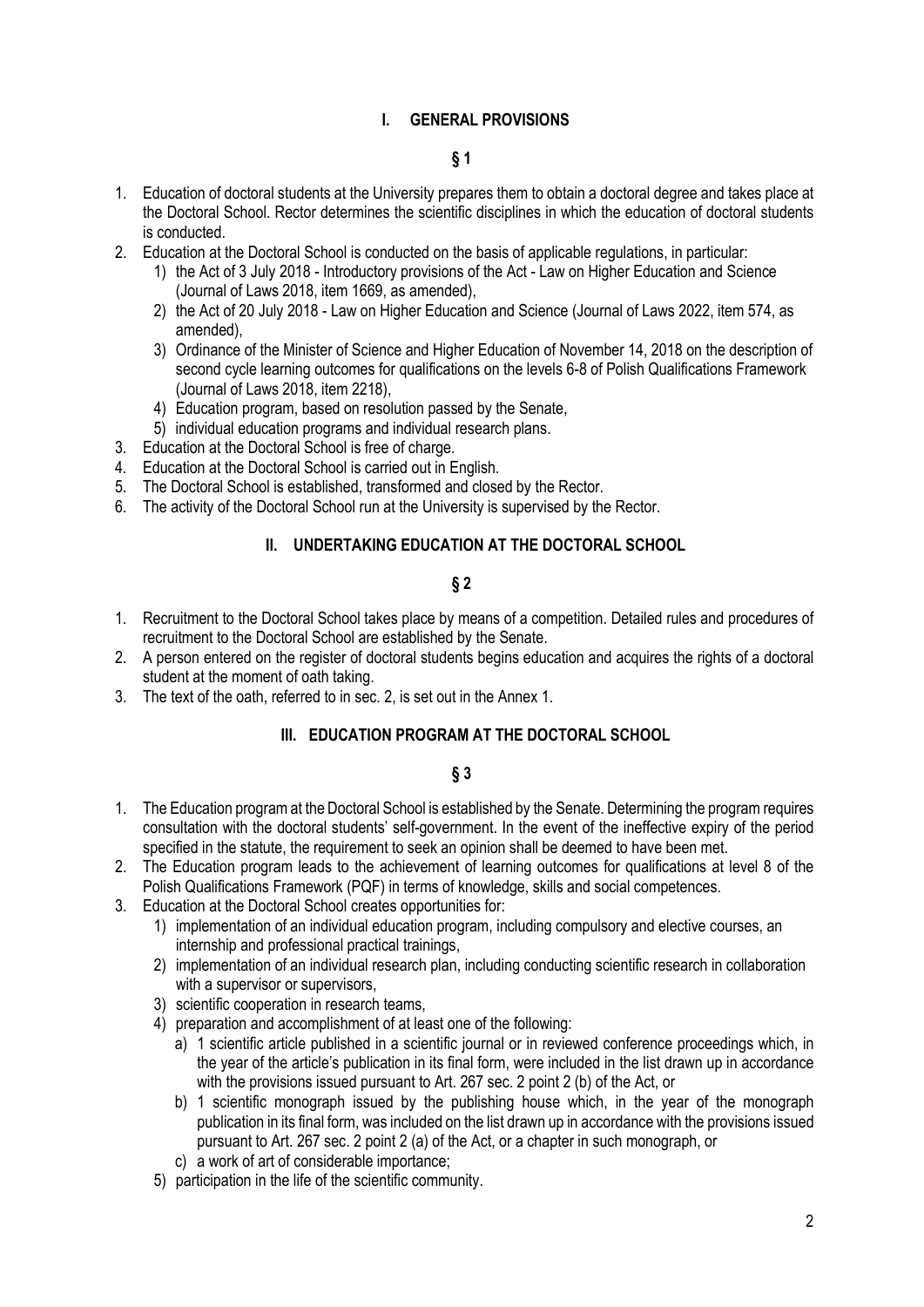## I. GENERAL PROVISIONS

### § 1

1. Education of doctoral students at the University prepares them to obtain a doctoral degree and takes place at the Doctoral School. Rector determines the scientific disciplines in which the education of doctoral students is conducted.
2. Education at the Doctoral School is conducted on the basis of applicable regulations, in particular:
   1) the Act of 3 July 2018 - Introductory provisions of the Act - Law on Higher Education and Science (Journal of Laws 2018, item 1669, as amended),
   2) the Act of 20 July 2018 - Law on Higher Education and Science (Journal of Laws 2022, item 574, as amended),
   3) Ordinance of the Minister of Science and Higher Education of November 14, 2018 on the description of second cycle learning outcomes for qualifications on the levels 6-8 of Polish Qualifications Framework (Journal of Laws 2018, item 2218),
   4) Education program, based on resolution passed by the Senate,
   5) individual education programs and individual research plans.
3. Education at the Doctoral School is free of charge.
4. Education at the Doctoral School is carried out in English.
5. The Doctoral School is established, transformed and closed by the Rector.
6. The activity of the Doctoral School run at the University is supervised by the Rector.

## II. UNDERTAKING EDUCATION AT THE DOCTORAL SCHOOL

### § 2

1. Recruitment to the Doctoral School takes place by means of a competition. Detailed rules and procedures of recruitment to the Doctoral School are established by the Senate.
2. A person entered on the register of doctoral students begins education and acquires the rights of a doctoral student at the moment of oath taking.
3. The text of the oath, referred to in sec. 2, is set out in the Annex 1.

## III. EDUCATION PROGRAM AT THE DOCTORAL SCHOOL

### § 3

1. The Education program at the Doctoral School is established by the Senate. Determining the program requires consultation with the doctoral students' self-government. In the event of the ineffective expiry of the period specified in the statute, the requirement to seek an opinion shall be deemed to have been met.
2. The Education program leads to the achievement of learning outcomes for qualifications at level 8 of the Polish Qualifications Framework (PQF) in terms of knowledge, skills and social competences.
3. Education at the Doctoral School creates opportunities for:
   1) implementation of an individual education program, including compulsory and elective courses, an internship and professional practical trainings,
   2) implementation of an individual research plan, including conducting scientific research in collaboration with a supervisor or supervisors,
   3) scientific cooperation in research teams,
   4) preparation and accomplishment of at least one of the following:
      a) 1 scientific article published in a scientific journal or in reviewed conference proceedings which, in the year of the article's publication in its final form, were included in the list drawn up in accordance with the provisions issued pursuant to Art. 267 sec. 2 point 2 (b) of the Act, or
      b) 1 scientific monograph issued by the publishing house which, in the year of the monograph publication in its final form, was included on the list drawn up in accordance with the provisions issued pursuant to Art. 267 sec. 2 point 2 (a) of the Act, or a chapter in such monograph, or
      c) a work of art of considerable importance;
   5) participation in the life of the scientific community.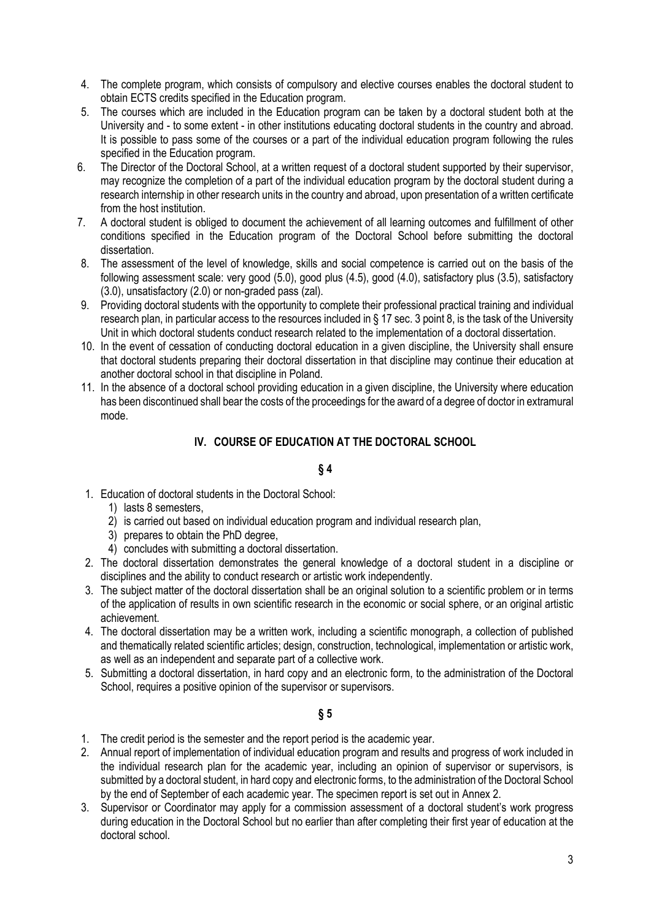4. The complete program, which consists of compulsory and elective courses enables the doctoral student to obtain ECTS credits specified in the Education program.
5. The courses which are included in the Education program can be taken by a doctoral student both at the University and - to some extent - in other institutions educating doctoral students in the country and abroad. It is possible to pass some of the courses or a part of the individual education program following the rules specified in the Education program.
6. The Director of the Doctoral School, at a written request of a doctoral student supported by their supervisor, may recognize the completion of a part of the individual education program by the doctoral student during a research internship in other research units in the country and abroad, upon presentation of a written certificate from the host institution.
7. A doctoral student is obliged to document the achievement of all learning outcomes and fulfillment of other conditions specified in the Education program of the Doctoral School before submitting the doctoral dissertation.
8. The assessment of the level of knowledge, skills and social competence is carried out on the basis of the following assessment scale: very good (5.0), good plus (4.5), good (4.0), satisfactory plus (3.5), satisfactory (3.0), unsatisfactory (2.0) or non-graded pass (zal).
9. Providing doctoral students with the opportunity to complete their professional practical training and individual research plan, in particular access to the resources included in § 17 sec. 3 point 8, is the task of the University Unit in which doctoral students conduct research related to the implementation of a doctoral dissertation.
10. In the event of cessation of conducting doctoral education in a given discipline, the University shall ensure that doctoral students preparing their doctoral dissertation in that discipline may continue their education at another doctoral school in that discipline in Poland.
11. In the absence of a doctoral school providing education in a given discipline, the University where education has been discontinued shall bear the costs of the proceedings for the award of a degree of doctor in extramural mode.

## IV. COURSE OF EDUCATION AT THE DOCTORAL SCHOOL

### § 4

1. Education of doctoral students in the Doctoral School:
   1) lasts 8 semesters,
   2) is carried out based on individual education program and individual research plan,
   3) prepares to obtain the PhD degree,
   4) concludes with submitting a doctoral dissertation.
2. The doctoral dissertation demonstrates the general knowledge of a doctoral student in a discipline or disciplines and the ability to conduct research or artistic work independently.
3. The subject matter of the doctoral dissertation shall be an original solution to a scientific problem or in terms of the application of results in own scientific research in the economic or social sphere, or an original artistic achievement.
4. The doctoral dissertation may be a written work, including a scientific monograph, a collection of published and thematically related scientific articles; design, construction, technological, implementation or artistic work, as well as an independent and separate part of a collective work.
5. Submitting a doctoral dissertation, in hard copy and an electronic form, to the administration of the Doctoral School, requires a positive opinion of the supervisor or supervisors.

### § 5

1. The credit period is the semester and the report period is the academic year.
2. Annual report of implementation of individual education program and results and progress of work included in the individual research plan for the academic year, including an opinion of supervisor or supervisors, is submitted by a doctoral student, in hard copy and electronic forms, to the administration of the Doctoral School by the end of September of each academic year. The specimen report is set out in Annex 2.
3. Supervisor or Coordinator may apply for a commission assessment of a doctoral student's work progress during education in the Doctoral School but no earlier than after completing their first year of education at the doctoral school.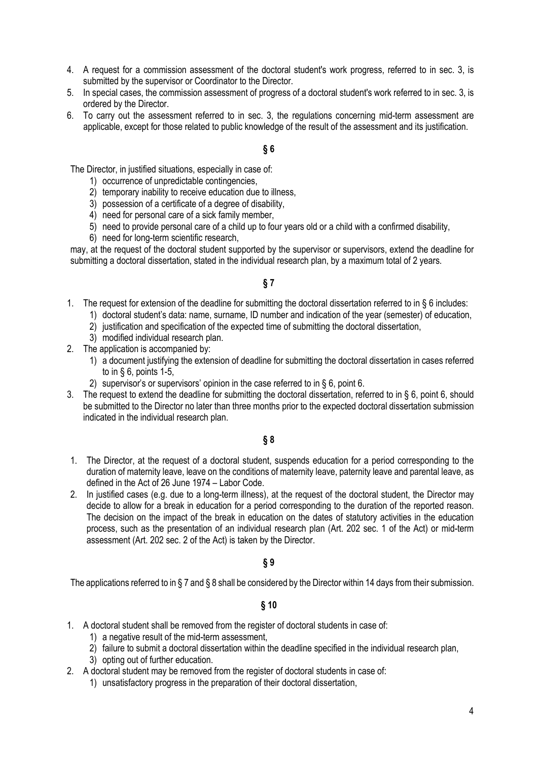4. A request for a commission assessment of the doctoral student's work progress, referred to in sec. 3, is submitted by the supervisor or Coordinator to the Director.
5. In special cases, the commission assessment of progress of a doctoral student's work referred to in sec. 3, is ordered by the Director.
6. To carry out the assessment referred to in sec. 3, the regulations concerning mid-term assessment are applicable, except for those related to public knowledge of the result of the assessment and its justification.

## § 6

The Director, in justified situations, especially in case of:

1) occurrence of unpredictable contingencies,
2) temporary inability to receive education due to illness,
3) possession of a certificate of a degree of disability,
4) need for personal care of a sick family member,
5) need to provide personal care of a child up to four years old or a child with a confirmed disability,
6) need for long-term scientific research,

may, at the request of the doctoral student supported by the supervisor or supervisors, extend the deadline for submitting a doctoral dissertation, stated in the individual research plan, by a maximum total of 2 years.

## § 7

1. The request for extension of the deadline for submitting the doctoral dissertation referred to in § 6 includes:
   1) doctoral student's data: name, surname, ID number and indication of the year (semester) of education,
   2) justification and specification of the expected time of submitting the doctoral dissertation,
   3) modified individual research plan.
2. The application is accompanied by:
   1) a document justifying the extension of deadline for submitting the doctoral dissertation in cases referred to in § 6, points 1-5,
   2) supervisor's or supervisors' opinion in the case referred to in § 6, point 6.
3. The request to extend the deadline for submitting the doctoral dissertation, referred to in § 6, point 6, should be submitted to the Director no later than three months prior to the expected doctoral dissertation submission indicated in the individual research plan.

## § 8

1. The Director, at the request of a doctoral student, suspends education for a period corresponding to the duration of maternity leave, leave on the conditions of maternity leave, paternity leave and parental leave, as defined in the Act of 26 June 1974 – Labor Code.
2. In justified cases (e.g. due to a long-term illness), at the request of the doctoral student, the Director may decide to allow for a break in education for a period corresponding to the duration of the reported reason. The decision on the impact of the break in education on the dates of statutory activities in the education process, such as the presentation of an individual research plan (Art. 202 sec. 1 of the Act) or mid-term assessment (Art. 202 sec. 2 of the Act) is taken by the Director.

## § 9

The applications referred to in § 7 and § 8 shall be considered by the Director within 14 days from their submission.

## § 10

1. A doctoral student shall be removed from the register of doctoral students in case of:
   1) a negative result of the mid-term assessment,
   2) failure to submit a doctoral dissertation within the deadline specified in the individual research plan,
   3) opting out of further education.
2. A doctoral student may be removed from the register of doctoral students in case of:
   1) unsatisfactory progress in the preparation of their doctoral dissertation,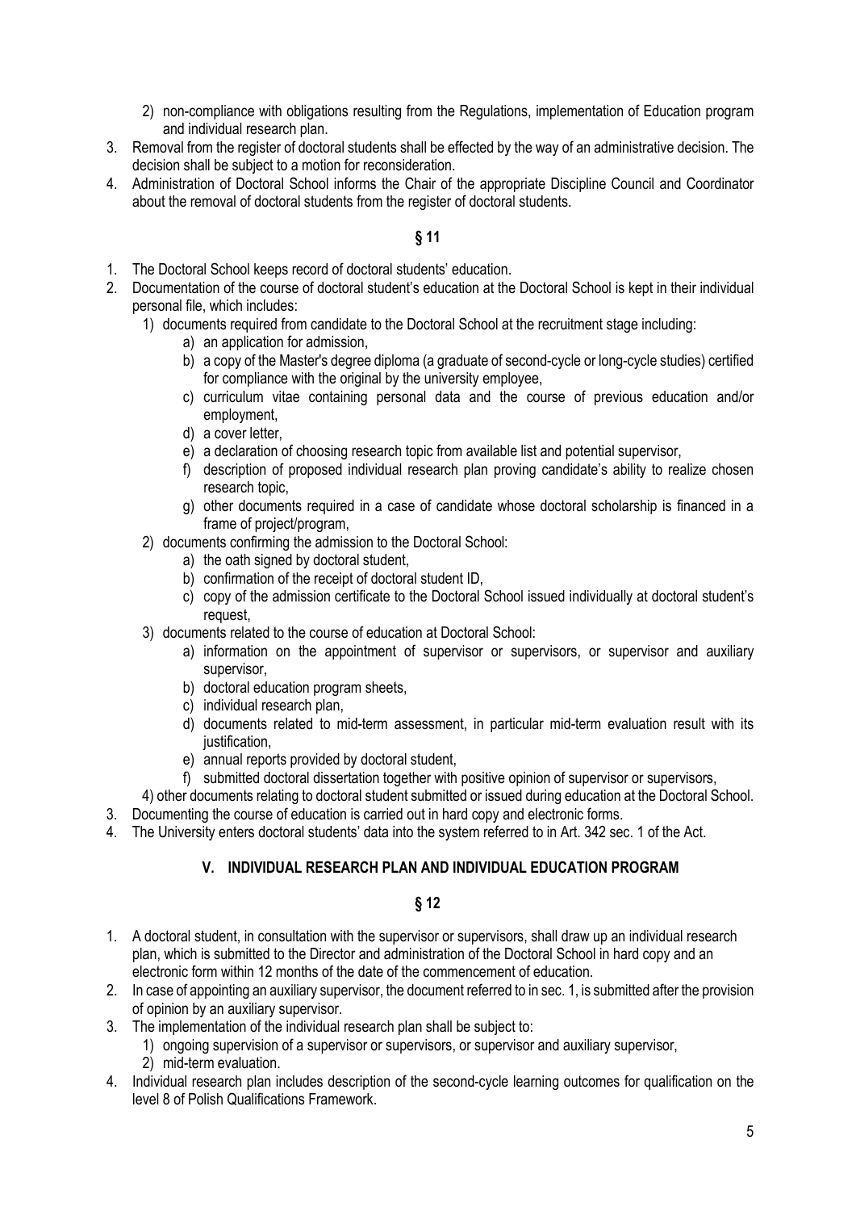2) non-compliance with obligations resulting from the Regulations, implementation of Education program and individual research plan.

3. Removal from the register of doctoral students shall be effected by the way of an administrative decision. The decision shall be subject to a motion for reconsideration.
4. Administration of Doctoral School informs the Chair of the appropriate Discipline Council and Coordinator about the removal of doctoral students from the register of doctoral students.

**§ 11**

1. The Doctoral School keeps record of doctoral students' education.
2. Documentation of the course of doctoral student's education at the Doctoral School is kept in their individual personal file, which includes:
   1) documents required from candidate to the Doctoral School at the recruitment stage including:
      a) an application for admission,
      b) a copy of the Master's degree diploma (a graduate of second-cycle or long-cycle studies) certified for compliance with the original by the university employee,
      c) curriculum vitae containing personal data and the course of previous education and/or employment,
      d) a cover letter,
      e) a declaration of choosing research topic from available list and potential supervisor,
      f) description of proposed individual research plan proving candidate's ability to realize chosen research topic,
      g) other documents required in a case of candidate whose doctoral scholarship is financed in a frame of project/program,
   2) documents confirming the admission to the Doctoral School:
      a) the oath signed by doctoral student,
      b) confirmation of the receipt of doctoral student ID,
      c) copy of the admission certificate to the Doctoral School issued individually at doctoral student's request,
   3) documents related to the course of education at Doctoral School:
      a) information on the appointment of supervisor or supervisors, or supervisor and auxiliary supervisor,
      b) doctoral education program sheets,
      c) individual research plan,
      d) documents related to mid-term assessment, in particular mid-term evaluation result with its justification,
      e) annual reports provided by doctoral student,
      f) submitted doctoral dissertation together with positive opinion of supervisor or supervisors,
   4) other documents relating to doctoral student submitted or issued during education at the Doctoral School.
3. Documenting the course of education is carried out in hard copy and electronic forms.
4. The University enters doctoral students' data into the system referred to in Art. 342 sec. 1 of the Act.

## V. INDIVIDUAL RESEARCH PLAN AND INDIVIDUAL EDUCATION PROGRAM

**§ 12**

1. A doctoral student, in consultation with the supervisor or supervisors, shall draw up an individual research plan, which is submitted to the Director and administration of the Doctoral School in hard copy and an electronic form within 12 months of the date of the commencement of education.
2. In case of appointing an auxiliary supervisor, the document referred to in sec. 1, is submitted after the provision of opinion by an auxiliary supervisor.
3. The implementation of the individual research plan shall be subject to:
   1) ongoing supervision of a supervisor or supervisors, or supervisor and auxiliary supervisor,
   2) mid-term evaluation.
4. Individual research plan includes description of the second-cycle learning outcomes for qualification on the level 8 of Polish Qualifications Framework.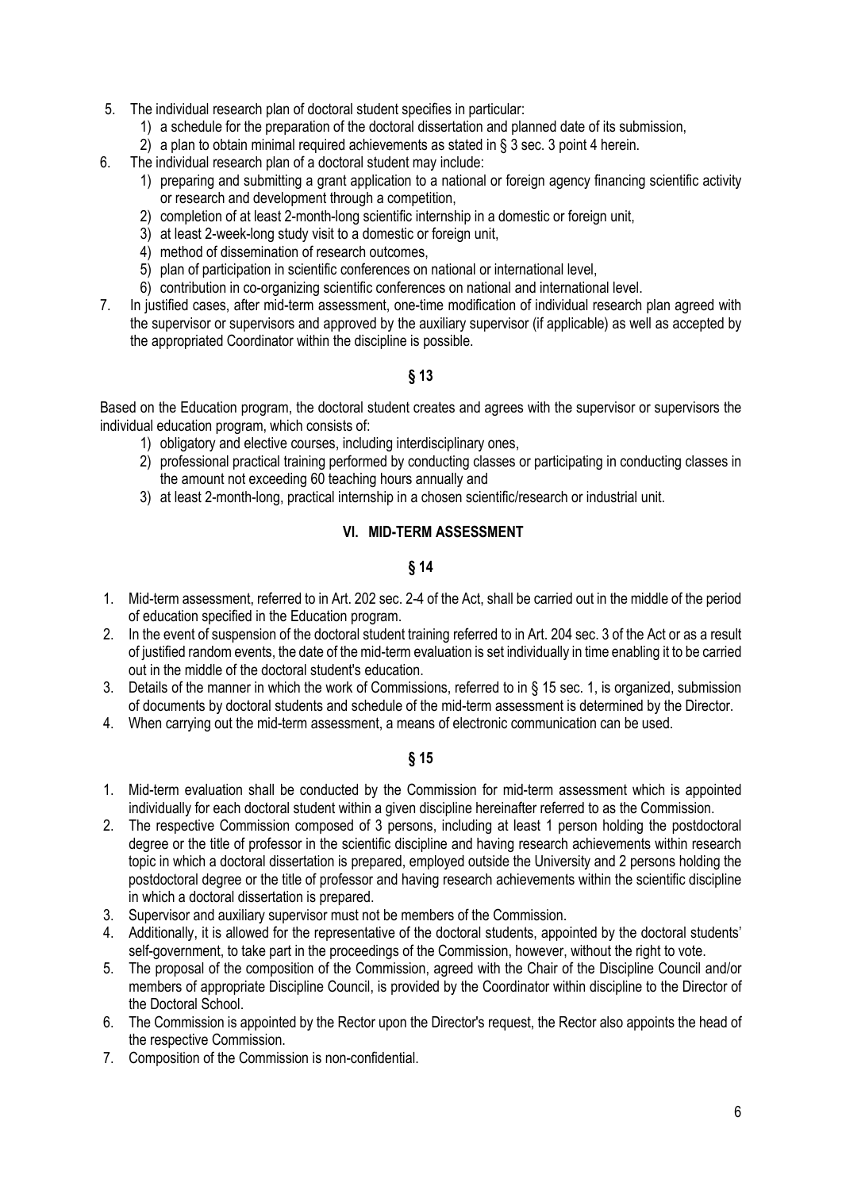5. The individual research plan of doctoral student specifies in particular:
    1) a schedule for the preparation of the doctoral dissertation and planned date of its submission,
    2) a plan to obtain minimal required achievements as stated in § 3 sec. 3 point 4 herein.
6. The individual research plan of a doctoral student may include:
    1) preparing and submitting a grant application to a national or foreign agency financing scientific activity or research and development through a competition,
    2) completion of at least 2-month-long scientific internship in a domestic or foreign unit,
    3) at least 2-week-long study visit to a domestic or foreign unit,
    4) method of dissemination of research outcomes,
    5) plan of participation in scientific conferences on national or international level,
    6) contribution in co-organizing scientific conferences on national and international level.
7. In justified cases, after mid-term assessment, one-time modification of individual research plan agreed with the supervisor or supervisors and approved by the auxiliary supervisor (if applicable) as well as accepted by the appropriated Coordinator within the discipline is possible.

**§ 13**

Based on the Education program, the doctoral student creates and agrees with the supervisor or supervisors the individual education program, which consists of:

1) obligatory and elective courses, including interdisciplinary ones,
2) professional practical training performed by conducting classes or participating in conducting classes in the amount not exceeding 60 teaching hours annually and
3) at least 2-month-long, practical internship in a chosen scientific/research or industrial unit.

## VI. MID-TERM ASSESSMENT

**§ 14**

1. Mid-term assessment, referred to in Art. 202 sec. 2-4 of the Act, shall be carried out in the middle of the period of education specified in the Education program.
2. In the event of suspension of the doctoral student training referred to in Art. 204 sec. 3 of the Act or as a result of justified random events, the date of the mid-term evaluation is set individually in time enabling it to be carried out in the middle of the doctoral student's education.
3. Details of the manner in which the work of Commissions, referred to in § 15 sec. 1, is organized, submission of documents by doctoral students and schedule of the mid-term assessment is determined by the Director.
4. When carrying out the mid-term assessment, a means of electronic communication can be used.

**§ 15**

1. Mid-term evaluation shall be conducted by the Commission for mid-term assessment which is appointed individually for each doctoral student within a given discipline hereinafter referred to as the Commission.
2. The respective Commission composed of 3 persons, including at least 1 person holding the postdoctoral degree or the title of professor in the scientific discipline and having research achievements within research topic in which a doctoral dissertation is prepared, employed outside the University and 2 persons holding the postdoctoral degree or the title of professor and having research achievements within the scientific discipline in which a doctoral dissertation is prepared.
3. Supervisor and auxiliary supervisor must not be members of the Commission.
4. Additionally, it is allowed for the representative of the doctoral students, appointed by the doctoral students' self-government, to take part in the proceedings of the Commission, however, without the right to vote.
5. The proposal of the composition of the Commission, agreed with the Chair of the Discipline Council and/or members of appropriate Discipline Council, is provided by the Coordinator within discipline to the Director of the Doctoral School.
6. The Commission is appointed by the Rector upon the Director's request, the Rector also appoints the head of the respective Commission.
7. Composition of the Commission is non-confidential.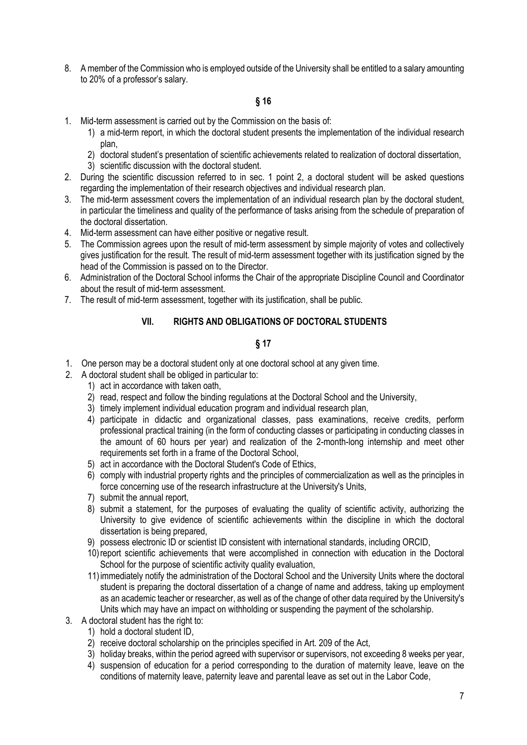8. A member of the Commission who is employed outside of the University shall be entitled to a salary amounting to 20% of a professor's salary.

## § 16

1. Mid-term assessment is carried out by the Commission on the basis of:
   1) a mid-term report, in which the doctoral student presents the implementation of the individual research plan,
   2) doctoral student's presentation of scientific achievements related to realization of doctoral dissertation,
   3) scientific discussion with the doctoral student.
2. During the scientific discussion referred to in sec. 1 point 2, a doctoral student will be asked questions regarding the implementation of their research objectives and individual research plan.
3. The mid-term assessment covers the implementation of an individual research plan by the doctoral student, in particular the timeliness and quality of the performance of tasks arising from the schedule of preparation of the doctoral dissertation.
4. Mid-term assessment can have either positive or negative result.
5. The Commission agrees upon the result of mid-term assessment by simple majority of votes and collectively gives justification for the result. The result of mid-term assessment together with its justification signed by the head of the Commission is passed on to the Director.
6. Administration of the Doctoral School informs the Chair of the appropriate Discipline Council and Coordinator about the result of mid-term assessment.
7. The result of mid-term assessment, together with its justification, shall be public.

# VII. RIGHTS AND OBLIGATIONS OF DOCTORAL STUDENTS

## § 17

1. One person may be a doctoral student only at one doctoral school at any given time.
2. A doctoral student shall be obliged in particular to:
   1) act in accordance with taken oath,
   2) read, respect and follow the binding regulations at the Doctoral School and the University,
   3) timely implement individual education program and individual research plan,
   4) participate in didactic and organizational classes, pass examinations, receive credits, perform professional practical training (in the form of conducting classes or participating in conducting classes in the amount of 60 hours per year) and realization of the 2-month-long internship and meet other requirements set forth in a frame of the Doctoral School,
   5) act in accordance with the Doctoral Student's Code of Ethics,
   6) comply with industrial property rights and the principles of commercialization as well as the principles in force concerning use of the research infrastructure at the University's Units,
   7) submit the annual report,
   8) submit a statement, for the purposes of evaluating the quality of scientific activity, authorizing the University to give evidence of scientific achievements within the discipline in which the doctoral dissertation is being prepared,
   9) possess electronic ID or scientist ID consistent with international standards, including ORCID,
   10) report scientific achievements that were accomplished in connection with education in the Doctoral School for the purpose of scientific activity quality evaluation,
   11) immediately notify the administration of the Doctoral School and the University Units where the doctoral student is preparing the doctoral dissertation of a change of name and address, taking up employment as an academic teacher or researcher, as well as of the change of other data required by the University's Units which may have an impact on withholding or suspending the payment of the scholarship.
3. A doctoral student has the right to:
   1) hold a doctoral student ID,
   2) receive doctoral scholarship on the principles specified in Art. 209 of the Act,
   3) holiday breaks, within the period agreed with supervisor or supervisors, not exceeding 8 weeks per year,
   4) suspension of education for a period corresponding to the duration of maternity leave, leave on the conditions of maternity leave, paternity leave and parental leave as set out in the Labor Code,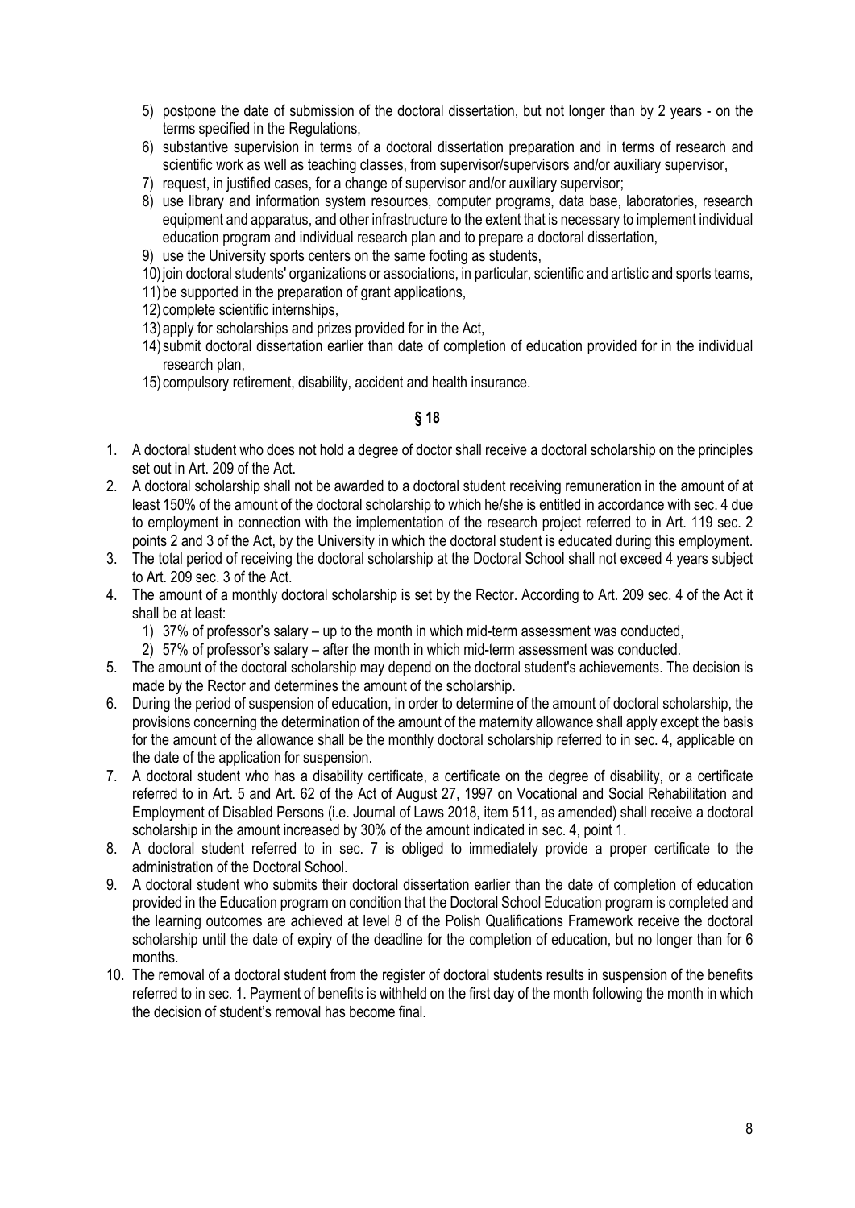5) postpone the date of submission of the doctoral dissertation, but not longer than by 2 years - on the terms specified in the Regulations,
6) substantive supervision in terms of a doctoral dissertation preparation and in terms of research and scientific work as well as teaching classes, from supervisor/supervisors and/or auxiliary supervisor,
7) request, in justified cases, for a change of supervisor and/or auxiliary supervisor;
8) use library and information system resources, computer programs, data base, laboratories, research equipment and apparatus, and other infrastructure to the extent that is necessary to implement individual education program and individual research plan and to prepare a doctoral dissertation,
9) use the University sports centers on the same footing as students,
10) join doctoral students' organizations or associations, in particular, scientific and artistic and sports teams,
11) be supported in the preparation of grant applications,
12) complete scientific internships,
13) apply for scholarships and prizes provided for in the Act,
14) submit doctoral dissertation earlier than date of completion of education provided for in the individual research plan,
15) compulsory retirement, disability, accident and health insurance.

## § 18

1. A doctoral student who does not hold a degree of doctor shall receive a doctoral scholarship on the principles set out in Art. 209 of the Act.
2. A doctoral scholarship shall not be awarded to a doctoral student receiving remuneration in the amount of at least 150% of the amount of the doctoral scholarship to which he/she is entitled in accordance with sec. 4 due to employment in connection with the implementation of the research project referred to in Art. 119 sec. 2 points 2 and 3 of the Act, by the University in which the doctoral student is educated during this employment.
3. The total period of receiving the doctoral scholarship at the Doctoral School shall not exceed 4 years subject to Art. 209 sec. 3 of the Act.
4. The amount of a monthly doctoral scholarship is set by the Rector. According to Art. 209 sec. 4 of the Act it shall be at least:
   1) 37% of professor's salary – up to the month in which mid-term assessment was conducted,
   2) 57% of professor's salary – after the month in which mid-term assessment was conducted.
5. The amount of the doctoral scholarship may depend on the doctoral student's achievements. The decision is made by the Rector and determines the amount of the scholarship.
6. During the period of suspension of education, in order to determine of the amount of doctoral scholarship, the provisions concerning the determination of the amount of the maternity allowance shall apply except the basis for the amount of the allowance shall be the monthly doctoral scholarship referred to in sec. 4, applicable on the date of the application for suspension.
7. A doctoral student who has a disability certificate, a certificate on the degree of disability, or a certificate referred to in Art. 5 and Art. 62 of the Act of August 27, 1997 on Vocational and Social Rehabilitation and Employment of Disabled Persons (i.e. Journal of Laws 2018, item 511, as amended) shall receive a doctoral scholarship in the amount increased by 30% of the amount indicated in sec. 4, point 1.
8. A doctoral student referred to in sec. 7 is obliged to immediately provide a proper certificate to the administration of the Doctoral School.
9. A doctoral student who submits their doctoral dissertation earlier than the date of completion of education provided in the Education program on condition that the Doctoral School Education program is completed and the learning outcomes are achieved at level 8 of the Polish Qualifications Framework receive the doctoral scholarship until the date of expiry of the deadline for the completion of education, but no longer than for 6 months.
10. The removal of a doctoral student from the register of doctoral students results in suspension of the benefits referred to in sec. 1. Payment of benefits is withheld on the first day of the month following the month in which the decision of student's removal has become final.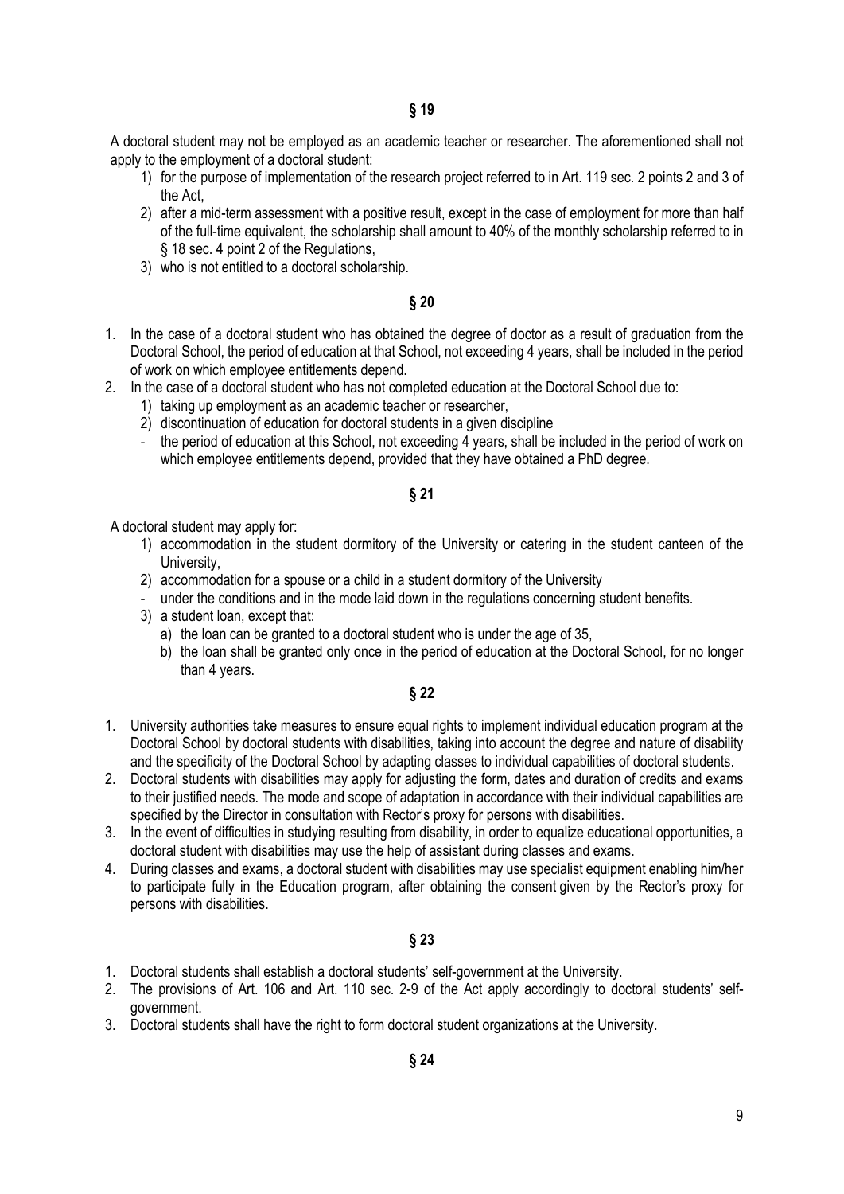## § 19

A doctoral student may not be employed as an academic teacher or researcher. The aforementioned shall not apply to the employment of a doctoral student:

1) for the purpose of implementation of the research project referred to in Art. 119 sec. 2 points 2 and 3 of the Act,
2) after a mid-term assessment with a positive result, except in the case of employment for more than half of the full-time equivalent, the scholarship shall amount to 40% of the monthly scholarship referred to in § 18 sec. 4 point 2 of the Regulations,
3) who is not entitled to a doctoral scholarship.

## § 20

1. In the case of a doctoral student who has obtained the degree of doctor as a result of graduation from the Doctoral School, the period of education at that School, not exceeding 4 years, shall be included in the period of work on which employee entitlements depend.
2. In the case of a doctoral student who has not completed education at the Doctoral School due to:
   1) taking up employment as an academic teacher or researcher,
   2) discontinuation of education for doctoral students in a given discipline
   - the period of education at this School, not exceeding 4 years, shall be included in the period of work on which employee entitlements depend, provided that they have obtained a PhD degree.

## § 21

A doctoral student may apply for:

1) accommodation in the student dormitory of the University or catering in the student canteen of the University,
2) accommodation for a spouse or a child in a student dormitory of the University
- under the conditions and in the mode laid down in the regulations concerning student benefits.
3) a student loan, except that:
   a) the loan can be granted to a doctoral student who is under the age of 35,
   b) the loan shall be granted only once in the period of education at the Doctoral School, for no longer than 4 years.

## § 22

1. University authorities take measures to ensure equal rights to implement individual education program at the Doctoral School by doctoral students with disabilities, taking into account the degree and nature of disability and the specificity of the Doctoral School by adapting classes to individual capabilities of doctoral students.
2. Doctoral students with disabilities may apply for adjusting the form, dates and duration of credits and exams to their justified needs. The mode and scope of adaptation in accordance with their individual capabilities are specified by the Director in consultation with Rector's proxy for persons with disabilities.
3. In the event of difficulties in studying resulting from disability, in order to equalize educational opportunities, a doctoral student with disabilities may use the help of assistant during classes and exams.
4. During classes and exams, a doctoral student with disabilities may use specialist equipment enabling him/her to participate fully in the Education program, after obtaining the consent given by the Rector's proxy for persons with disabilities.

## § 23

1. Doctoral students shall establish a doctoral students' self-government at the University.
2. The provisions of Art. 106 and Art. 110 sec. 2-9 of the Act apply accordingly to doctoral students' self-government.
3. Doctoral students shall have the right to form doctoral student organizations at the University.

## § 24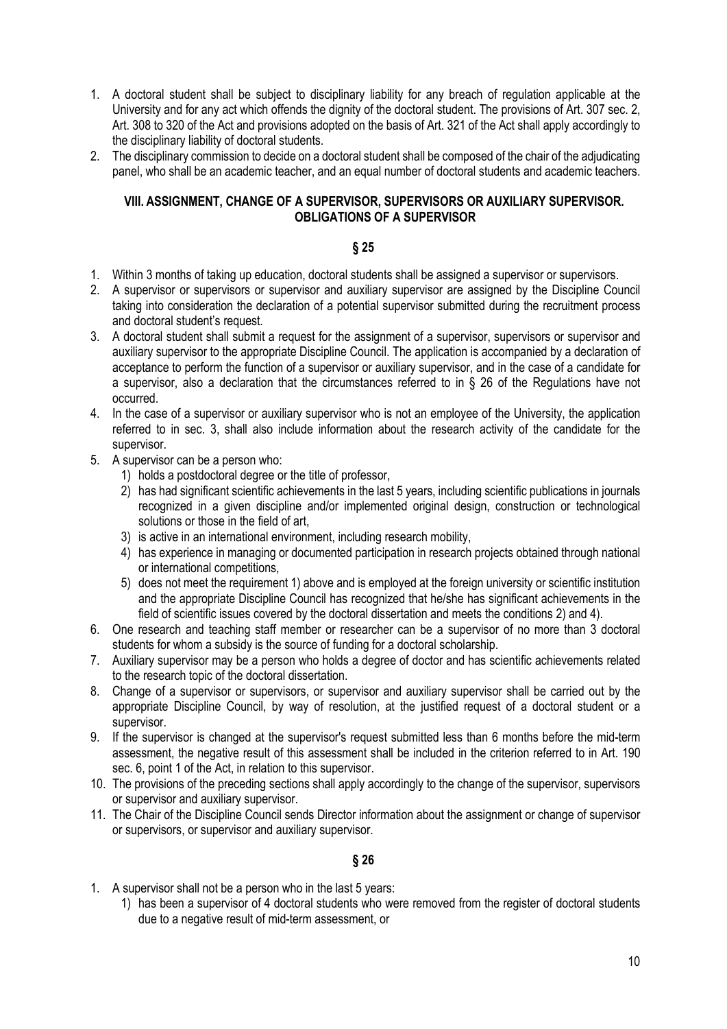1. A doctoral student shall be subject to disciplinary liability for any breach of regulation applicable at the University and for any act which offends the dignity of the doctoral student. The provisions of Art. 307 sec. 2, Art. 308 to 320 of the Act and provisions adopted on the basis of Art. 321 of the Act shall apply accordingly to the disciplinary liability of doctoral students.
2. The disciplinary commission to decide on a doctoral student shall be composed of the chair of the adjudicating panel, who shall be an academic teacher, and an equal number of doctoral students and academic teachers.

## VIII. ASSIGNMENT, CHANGE OF A SUPERVISOR, SUPERVISORS OR AUXILIARY SUPERVISOR. OBLIGATIONS OF A SUPERVISOR

### § 25

1. Within 3 months of taking up education, doctoral students shall be assigned a supervisor or supervisors.
2. A supervisor or supervisors or supervisor and auxiliary supervisor are assigned by the Discipline Council taking into consideration the declaration of a potential supervisor submitted during the recruitment process and doctoral student's request.
3. A doctoral student shall submit a request for the assignment of a supervisor, supervisors or supervisor and auxiliary supervisor to the appropriate Discipline Council. The application is accompanied by a declaration of acceptance to perform the function of a supervisor or auxiliary supervisor, and in the case of a candidate for a supervisor, also a declaration that the circumstances referred to in § 26 of the Regulations have not occurred.
4. In the case of a supervisor or auxiliary supervisor who is not an employee of the University, the application referred to in sec. 3, shall also include information about the research activity of the candidate for the supervisor.
5. A supervisor can be a person who:
   1) holds a postdoctoral degree or the title of professor,
   2) has had significant scientific achievements in the last 5 years, including scientific publications in journals recognized in a given discipline and/or implemented original design, construction or technological solutions or those in the field of art,
   3) is active in an international environment, including research mobility,
   4) has experience in managing or documented participation in research projects obtained through national or international competitions,
   5) does not meet the requirement 1) above and is employed at the foreign university or scientific institution and the appropriate Discipline Council has recognized that he/she has significant achievements in the field of scientific issues covered by the doctoral dissertation and meets the conditions 2) and 4).
6. One research and teaching staff member or researcher can be a supervisor of no more than 3 doctoral students for whom a subsidy is the source of funding for a doctoral scholarship.
7. Auxiliary supervisor may be a person who holds a degree of doctor and has scientific achievements related to the research topic of the doctoral dissertation.
8. Change of a supervisor or supervisors, or supervisor and auxiliary supervisor shall be carried out by the appropriate Discipline Council, by way of resolution, at the justified request of a doctoral student or a supervisor.
9. If the supervisor is changed at the supervisor's request submitted less than 6 months before the mid-term assessment, the negative result of this assessment shall be included in the criterion referred to in Art. 190 sec. 6, point 1 of the Act, in relation to this supervisor.
10. The provisions of the preceding sections shall apply accordingly to the change of the supervisor, supervisors or supervisor and auxiliary supervisor.
11. The Chair of the Discipline Council sends Director information about the assignment or change of supervisor or supervisors, or supervisor and auxiliary supervisor.

### § 26

1. A supervisor shall not be a person who in the last 5 years:
   1) has been a supervisor of 4 doctoral students who were removed from the register of doctoral students due to a negative result of mid-term assessment, or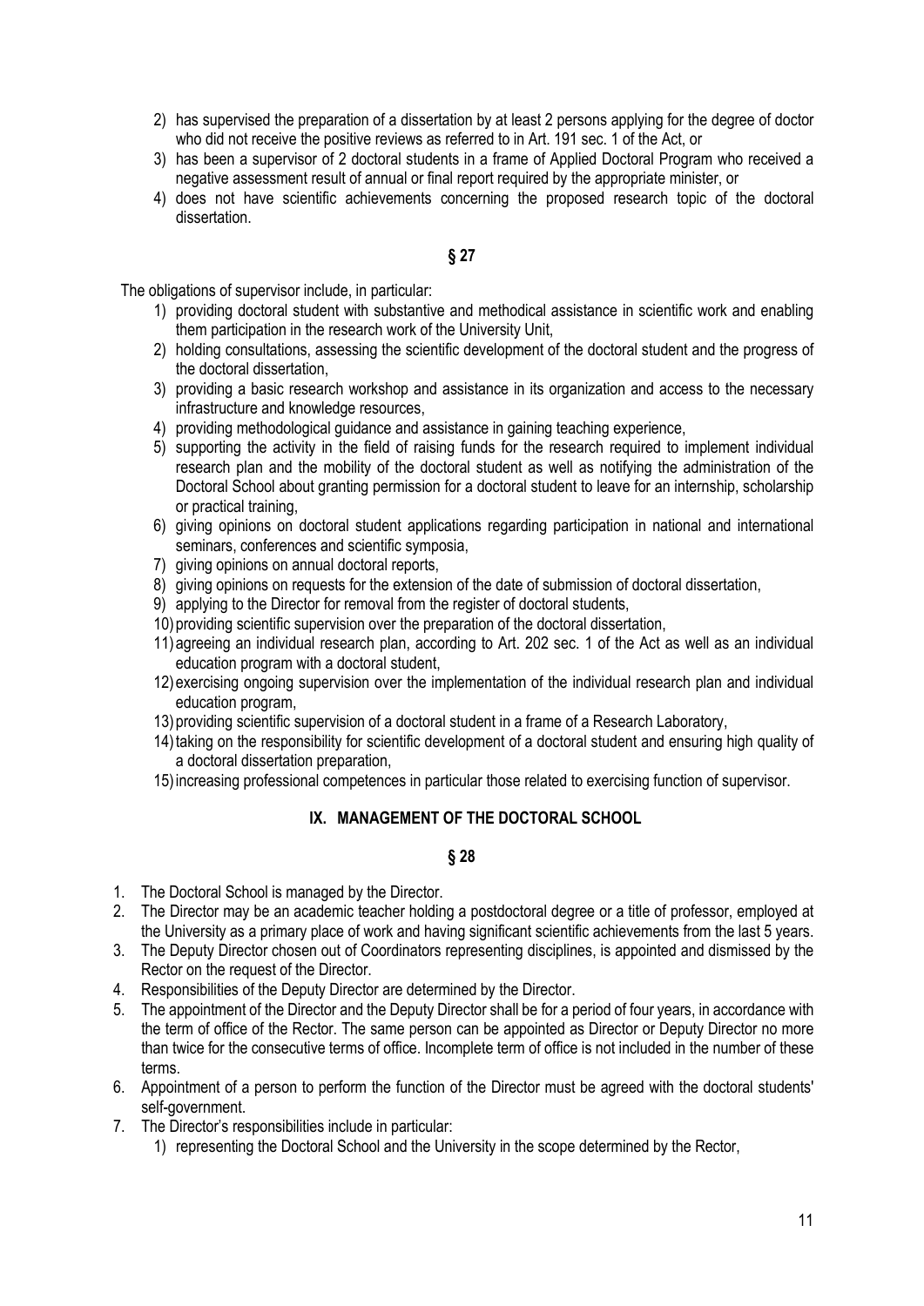2) has supervised the preparation of a dissertation by at least 2 persons applying for the degree of doctor who did not receive the positive reviews as referred to in Art. 191 sec. 1 of the Act, or
3) has been a supervisor of 2 doctoral students in a frame of Applied Doctoral Program who received a negative assessment result of annual or final report required by the appropriate minister, or
4) does not have scientific achievements concerning the proposed research topic of the doctoral dissertation.

### § 27

The obligations of supervisor include, in particular:

1) providing doctoral student with substantive and methodical assistance in scientific work and enabling them participation in the research work of the University Unit,
2) holding consultations, assessing the scientific development of the doctoral student and the progress of the doctoral dissertation,
3) providing a basic research workshop and assistance in its organization and access to the necessary infrastructure and knowledge resources,
4) providing methodological guidance and assistance in gaining teaching experience,
5) supporting the activity in the field of raising funds for the research required to implement individual research plan and the mobility of the doctoral student as well as notifying the administration of the Doctoral School about granting permission for a doctoral student to leave for an internship, scholarship or practical training,
6) giving opinions on doctoral student applications regarding participation in national and international seminars, conferences and scientific symposia,
7) giving opinions on annual doctoral reports,
8) giving opinions on requests for the extension of the date of submission of doctoral dissertation,
9) applying to the Director for removal from the register of doctoral students,
10) providing scientific supervision over the preparation of the doctoral dissertation,
11) agreeing an individual research plan, according to Art. 202 sec. 1 of the Act as well as an individual education program with a doctoral student,
12) exercising ongoing supervision over the implementation of the individual research plan and individual education program,
13) providing scientific supervision of a doctoral student in a frame of a Research Laboratory,
14) taking on the responsibility for scientific development of a doctoral student and ensuring high quality of a doctoral dissertation preparation,
15) increasing professional competences in particular those related to exercising function of supervisor.

## IX. MANAGEMENT OF THE DOCTORAL SCHOOL

### § 28

1. The Doctoral School is managed by the Director.
2. The Director may be an academic teacher holding a postdoctoral degree or a title of professor, employed at the University as a primary place of work and having significant scientific achievements from the last 5 years.
3. The Deputy Director chosen out of Coordinators representing disciplines, is appointed and dismissed by the Rector on the request of the Director.
4. Responsibilities of the Deputy Director are determined by the Director.
5. The appointment of the Director and the Deputy Director shall be for a period of four years, in accordance with the term of office of the Rector. The same person can be appointed as Director or Deputy Director no more than twice for the consecutive terms of office. Incomplete term of office is not included in the number of these terms.
6. Appointment of a person to perform the function of the Director must be agreed with the doctoral students' self-government.
7. The Director's responsibilities include in particular:
   1) representing the Doctoral School and the University in the scope determined by the Rector,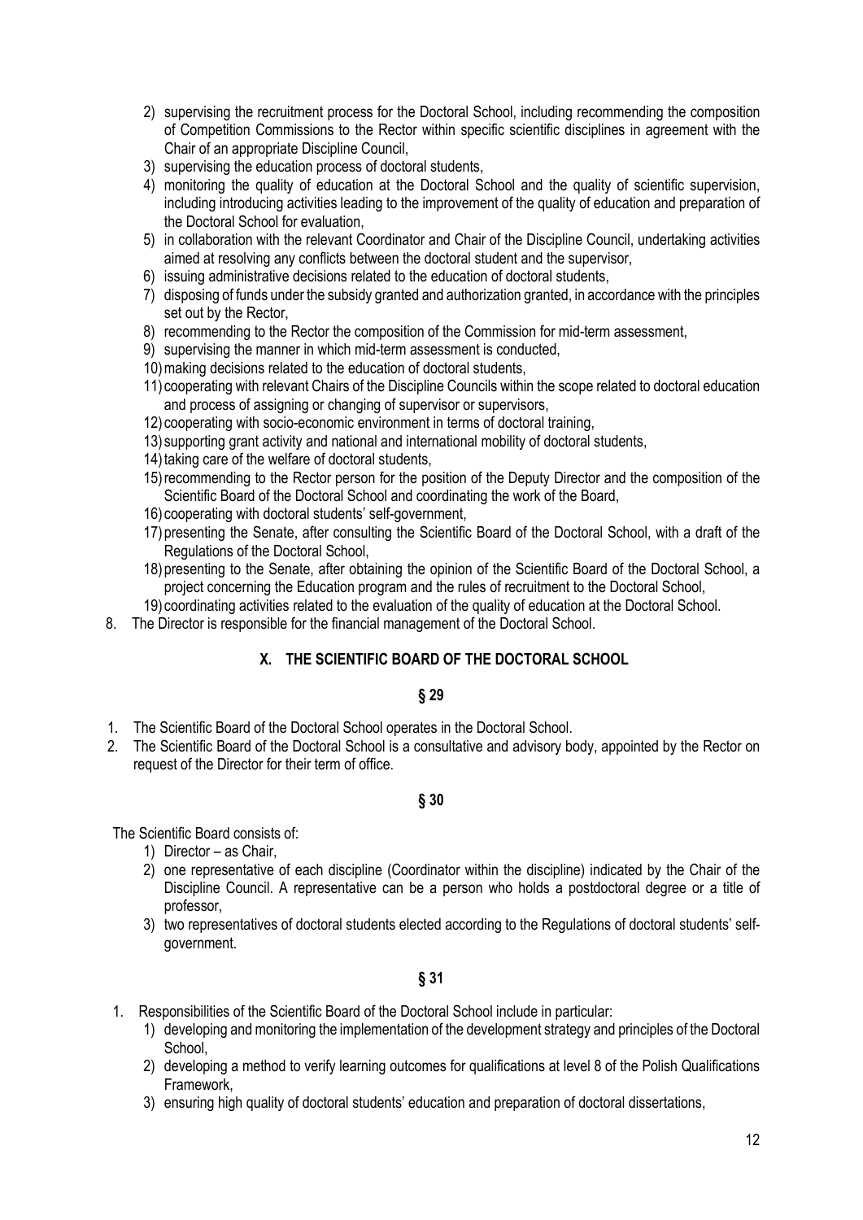2) supervising the recruitment process for the Doctoral School, including recommending the composition of Competition Commissions to the Rector within specific scientific disciplines in agreement with the Chair of an appropriate Discipline Council,
3) supervising the education process of doctoral students,
4) monitoring the quality of education at the Doctoral School and the quality of scientific supervision, including introducing activities leading to the improvement of the quality of education and preparation of the Doctoral School for evaluation,
5) in collaboration with the relevant Coordinator and Chair of the Discipline Council, undertaking activities aimed at resolving any conflicts between the doctoral student and the supervisor,
6) issuing administrative decisions related to the education of doctoral students,
7) disposing of funds under the subsidy granted and authorization granted, in accordance with the principles set out by the Rector,
8) recommending to the Rector the composition of the Commission for mid-term assessment,
9) supervising the manner in which mid-term assessment is conducted,
10) making decisions related to the education of doctoral students,
11) cooperating with relevant Chairs of the Discipline Councils within the scope related to doctoral education and process of assigning or changing of supervisor or supervisors,
12) cooperating with socio-economic environment in terms of doctoral training,
13) supporting grant activity and national and international mobility of doctoral students,
14) taking care of the welfare of doctoral students,
15) recommending to the Rector person for the position of the Deputy Director and the composition of the Scientific Board of the Doctoral School and coordinating the work of the Board,
16) cooperating with doctoral students' self-government,
17) presenting the Senate, after consulting the Scientific Board of the Doctoral School, with a draft of the Regulations of the Doctoral School,
18) presenting to the Senate, after obtaining the opinion of the Scientific Board of the Doctoral School, a project concerning the Education program and the rules of recruitment to the Doctoral School,
19) coordinating activities related to the evaluation of the quality of education at the Doctoral School.

8. The Director is responsible for the financial management of the Doctoral School.

## X. THE SCIENTIFIC BOARD OF THE DOCTORAL SCHOOL

### § 29

1. The Scientific Board of the Doctoral School operates in the Doctoral School.
2. The Scientific Board of the Doctoral School is a consultative and advisory body, appointed by the Rector on request of the Director for their term of office.

### § 30

The Scientific Board consists of:

1) Director – as Chair,
2) one representative of each discipline (Coordinator within the discipline) indicated by the Chair of the Discipline Council. A representative can be a person who holds a postdoctoral degree or a title of professor,
3) two representatives of doctoral students elected according to the Regulations of doctoral students' self-government.

### § 31

1. Responsibilities of the Scientific Board of the Doctoral School include in particular:
   1) developing and monitoring the implementation of the development strategy and principles of the Doctoral School,
   2) developing a method to verify learning outcomes for qualifications at level 8 of the Polish Qualifications Framework,
   3) ensuring high quality of doctoral students' education and preparation of doctoral dissertations,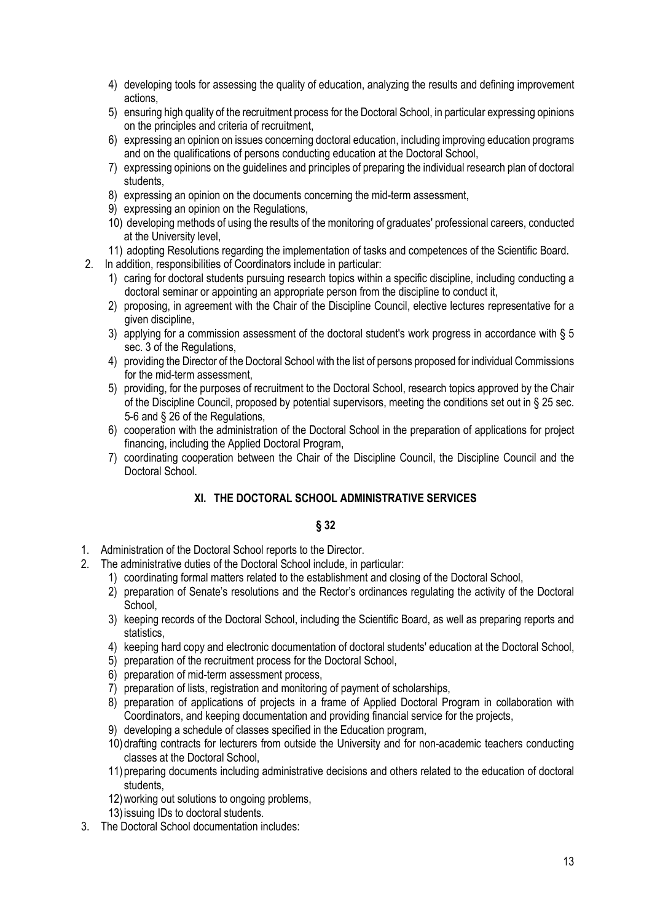4) developing tools for assessing the quality of education, analyzing the results and defining improvement actions,
5) ensuring high quality of the recruitment process for the Doctoral School, in particular expressing opinions on the principles and criteria of recruitment,
6) expressing an opinion on issues concerning doctoral education, including improving education programs and on the qualifications of persons conducting education at the Doctoral School,
7) expressing opinions on the guidelines and principles of preparing the individual research plan of doctoral students,
8) expressing an opinion on the documents concerning the mid-term assessment,
9) expressing an opinion on the Regulations,
10) developing methods of using the results of the monitoring of graduates' professional careers, conducted at the University level,
11) adopting Resolutions regarding the implementation of tasks and competences of the Scientific Board.

2. In addition, responsibilities of Coordinators include in particular:
   1) caring for doctoral students pursuing research topics within a specific discipline, including conducting a doctoral seminar or appointing an appropriate person from the discipline to conduct it,
   2) proposing, in agreement with the Chair of the Discipline Council, elective lectures representative for a given discipline,
   3) applying for a commission assessment of the doctoral student's work progress in accordance with § 5 sec. 3 of the Regulations,
   4) providing the Director of the Doctoral School with the list of persons proposed for individual Commissions for the mid-term assessment,
   5) providing, for the purposes of recruitment to the Doctoral School, research topics approved by the Chair of the Discipline Council, proposed by potential supervisors, meeting the conditions set out in § 25 sec. 5-6 and § 26 of the Regulations,
   6) cooperation with the administration of the Doctoral School in the preparation of applications for project financing, including the Applied Doctoral Program,
   7) coordinating cooperation between the Chair of the Discipline Council, the Discipline Council and the Doctoral School.

## XI. THE DOCTORAL SCHOOL ADMINISTRATIVE SERVICES

### § 32

1. Administration of the Doctoral School reports to the Director.
2. The administrative duties of the Doctoral School include, in particular:
   1) coordinating formal matters related to the establishment and closing of the Doctoral School,
   2) preparation of Senate's resolutions and the Rector's ordinances regulating the activity of the Doctoral School,
   3) keeping records of the Doctoral School, including the Scientific Board, as well as preparing reports and statistics,
   4) keeping hard copy and electronic documentation of doctoral students' education at the Doctoral School,
   5) preparation of the recruitment process for the Doctoral School,
   6) preparation of mid-term assessment process,
   7) preparation of lists, registration and monitoring of payment of scholarships,
   8) preparation of applications of projects in a frame of Applied Doctoral Program in collaboration with Coordinators, and keeping documentation and providing financial service for the projects,
   9) developing a schedule of classes specified in the Education program,
   10) drafting contracts for lecturers from outside the University and for non-academic teachers conducting classes at the Doctoral School,
   11) preparing documents including administrative decisions and others related to the education of doctoral students,
   12) working out solutions to ongoing problems,
   13) issuing IDs to doctoral students.
3. The Doctoral School documentation includes: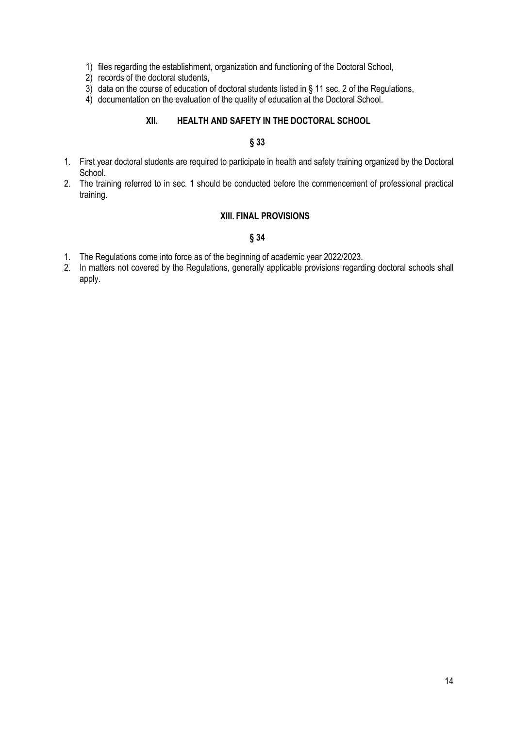1) files regarding the establishment, organization and functioning of the Doctoral School,
2) records of the doctoral students,
3) data on the course of education of doctoral students listed in § 11 sec. 2 of the Regulations,
4) documentation on the evaluation of the quality of education at the Doctoral School.

## XII. HEALTH AND SAFETY IN THE DOCTORAL SCHOOL

### § 33

1. First year doctoral students are required to participate in health and safety training organized by the Doctoral School.
2. The training referred to in sec. 1 should be conducted before the commencement of professional practical training.

## XIII. FINAL PROVISIONS

### § 34

1. The Regulations come into force as of the beginning of academic year 2022/2023.
2. In matters not covered by the Regulations, generally applicable provisions regarding doctoral schools shall apply.